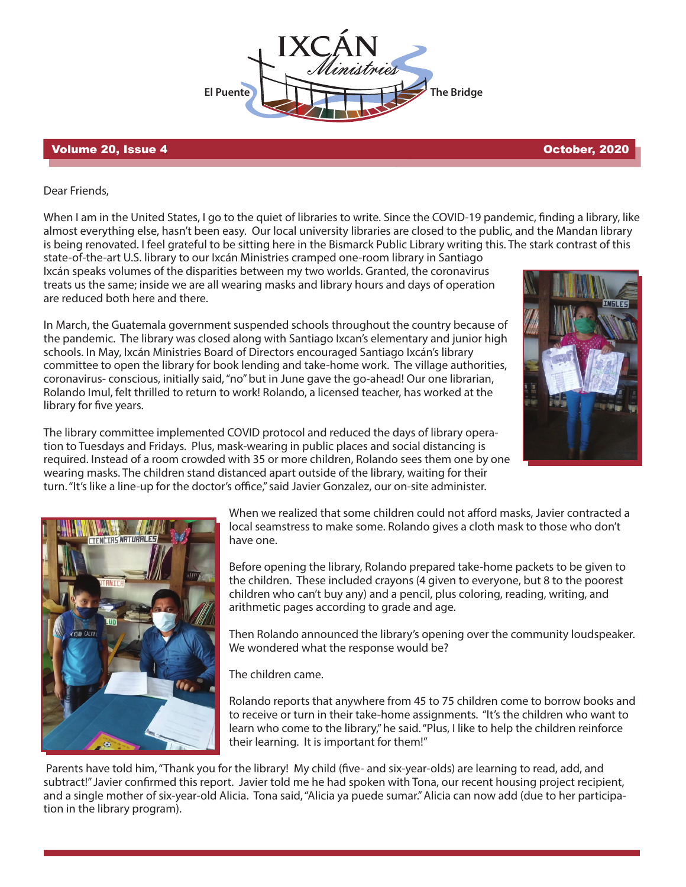# IXCÁN Ministries

El Puente — The Bridge

**Volume 20, Issue 4** — **October, 2020**

Dear Friends,

When I am in the United States, I go to the quiet of libraries to write. Since the COVID-19 pandemic, finding a library, like almost everything else, hasn't been easy. Our local university libraries are closed to the public, and the Mandan library is being renovated. I feel grateful to be sitting here in the Bismarck Public Library writing this. The stark contrast of this state-of-the-art U.S. library to our Ixcán Ministries cramped one-room library in Santiago Ixcán speaks volumes of the disparities between my two worlds. Granted, the coronavirus treats us the same; inside we are all wearing masks and library hours and days of operation are reduced both here and there.

In March, the Guatemala government suspended schools throughout the country because of the pandemic. The library was closed along with Santiago Ixcan's elementary and junior high schools. In May, Ixcán Ministries Board of Directors encouraged Santiago Ixcán's library committee to open the library for book lending and take-home work. The village authorities, coronavirus- conscious, initially said, "no" but in June gave the go-ahead! Our one librarian, Rolando Imul, felt thrilled to return to work! Rolando, a licensed teacher, has worked at the library for five years.

The library committee implemented COVID protocol and reduced the days of library operation to Tuesdays and Fridays. Plus, mask-wearing in public places and social distancing is required. Instead of a room crowded with 35 or more children, Rolando sees them one by one wearing masks. The children stand distanced apart outside of the library, waiting for their turn. "It's like a line-up for the doctor's office," said Javier Gonzalez, our on-site administer.

When we realized that some children could not afford masks, Javier contracted a local seamstress to make some. Rolando gives a cloth mask to those who don't have one.

Before opening the library, Rolando prepared take-home packets to be given to the children. These included crayons (4 given to everyone, but 8 to the poorest children who can't buy any) and a pencil, plus coloring, reading, writing, and arithmetic pages according to grade and age.

Then Rolando announced the library's opening over the community loudspeaker. We wondered what the response would be?

The children came.

Rolando reports that anywhere from 45 to 75 children come to borrow books and to receive or turn in their take-home assignments. "It's the children who want to learn who come to the library," he said. "Plus, I like to help the children reinforce their learning. It is important for them!"

Parents have told him, "Thank you for the library! My child (five- and six-year-olds) are learning to read, add, and subtract!" Javier confirmed this report. Javier told me he had spoken with Tona, our recent housing project recipient, and a single mother of six-year-old Alicia. Tona said, "Alicia ya puede sumar." Alicia can now add (due to her participation in the library program).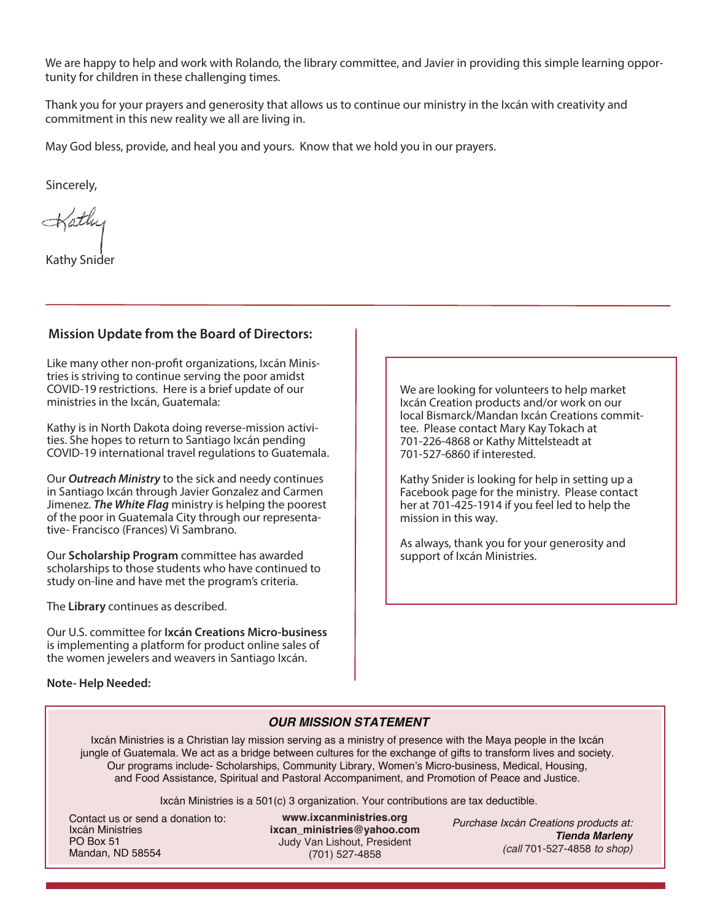We are happy to help and work with Rolando, the library committee, and Javier in providing this simple learning opportunity for children in these challenging times.

Thank you for your prayers and generosity that allows us to continue our ministry in the Ixcán with creativity and commitment in this new reality we all are living in.

May God bless, provide, and heal you and yours. Know that we hold you in our prayers.

Sincerely,

Kathy

Kathy Snider

---

### Mission Update from the Board of Directors:

Like many other non-profit organizations, Ixcán Ministries is striving to continue serving the poor amidst COVID-19 restrictions. Here is a brief update of our ministries in the Ixcán, Guatemala:

Kathy is in North Dakota doing reverse-mission activities. She hopes to return to Santiago Ixcán pending COVID-19 international travel regulations to Guatemala.

Our ***Outreach Ministry*** to the sick and needy continues in Santiago Ixcán through Javier Gonzalez and Carmen Jimenez. ***The White Flag*** ministry is helping the poorest of the poor in Guatemala City through our representative- Francisco (Frances) Vi Sambrano.

Our **Scholarship Program** committee has awarded scholarships to those students who have continued to study on-line and have met the program's criteria.

The **Library** continues as described.

Our U.S. committee for **Ixcán Creations Micro-business** is implementing a platform for product online sales of the women jewelers and weavers in Santiago Ixcán.

**Note- Help Needed:**

We are looking for volunteers to help market Ixcán Creation products and/or work on our local Bismarck/Mandan Ixcán Creations committee. Please contact Mary Kay Tokach at 701-226-4868 or Kathy Mittelsteadt at 701-527-6860 if interested.

Kathy Snider is looking for help in setting up a Facebook page for the ministry. Please contact her at 701-425-1914 if you feel led to help the mission in this way.

As always, thank you for your generosity and support of Ixcán Ministries.

### *OUR MISSION STATEMENT*

Ixcán Ministries is a Christian lay mission serving as a ministry of presence with the Maya people in the Ixcán jungle of Guatemala. We act as a bridge between cultures for the exchange of gifts to transform lives and society. Our programs include- Scholarships, Community Library, Women's Micro-business, Medical, Housing, and Food Assistance, Spiritual and Pastoral Accompaniment, and Promotion of Peace and Justice.

Ixcán Ministries is a 501(c) 3 organization. Your contributions are tax deductible.

Contact us or send a donation to:
Ixcán Ministries
PO Box 51
Mandan, ND 58554

**www.ixcanministries.org**
**ixcan_ministries@yahoo.com**
Judy Van Lishout, President
(701) 527-4858

*Purchase Ixcán Creations products at:*
***Tienda Marleny***
*(call* 701-527-4858 *to shop)*